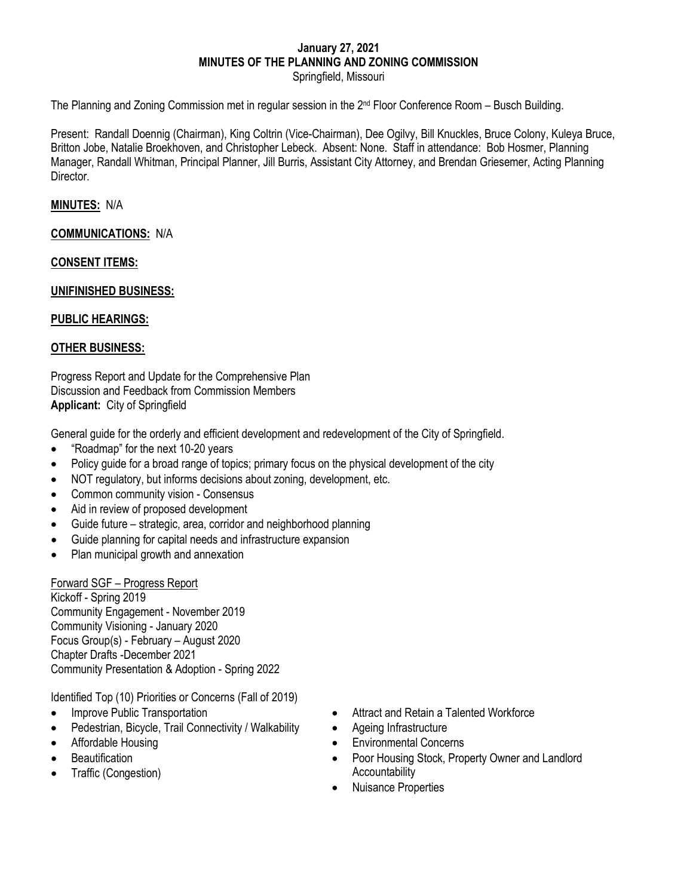**January 27, 2021**
**MINUTES OF THE PLANNING AND ZONING COMMISSION**
Springfield, Missouri

The Planning and Zoning Commission met in regular session in the 2nd Floor Conference Room – Busch Building.

Present: Randall Doennig (Chairman), King Coltrin (Vice-Chairman), Dee Ogilvy, Bill Knuckles, Bruce Colony, Kuleya Bruce, Britton Jobe, Natalie Broekhoven, and Christopher Lebeck. Absent: None. Staff in attendance: Bob Hosmer, Planning Manager, Randall Whitman, Principal Planner, Jill Burris, Assistant City Attorney, and Brendan Griesemer, Acting Planning Director.

**MINUTES:** N/A

**COMMUNICATIONS:** N/A

**CONSENT ITEMS:**

**UNIFINISHED BUSINESS:**

**PUBLIC HEARINGS:**

**OTHER BUSINESS:**

Progress Report and Update for the Comprehensive Plan
Discussion and Feedback from Commission Members
**Applicant:** City of Springfield

General guide for the orderly and efficient development and redevelopment of the City of Springfield.

- "Roadmap" for the next 10-20 years
- Policy guide for a broad range of topics; primary focus on the physical development of the city
- NOT regulatory, but informs decisions about zoning, development, etc.
- Common community vision - Consensus
- Aid in review of proposed development
- Guide future – strategic, area, corridor and neighborhood planning
- Guide planning for capital needs and infrastructure expansion
- Plan municipal growth and annexation

Forward SGF – Progress Report
Kickoff - Spring 2019
Community Engagement - November 2019
Community Visioning - January 2020
Focus Group(s) - February – August 2020
Chapter Drafts -December 2021
Community Presentation & Adoption - Spring 2022

Identified Top (10) Priorities or Concerns (Fall of 2019)

- Improve Public Transportation
- Pedestrian, Bicycle, Trail Connectivity / Walkability
- Affordable Housing
- Beautification
- Traffic (Congestion)
- Attract and Retain a Talented Workforce
- Ageing Infrastructure
- Environmental Concerns
- Poor Housing Stock, Property Owner and Landlord Accountability
- Nuisance Properties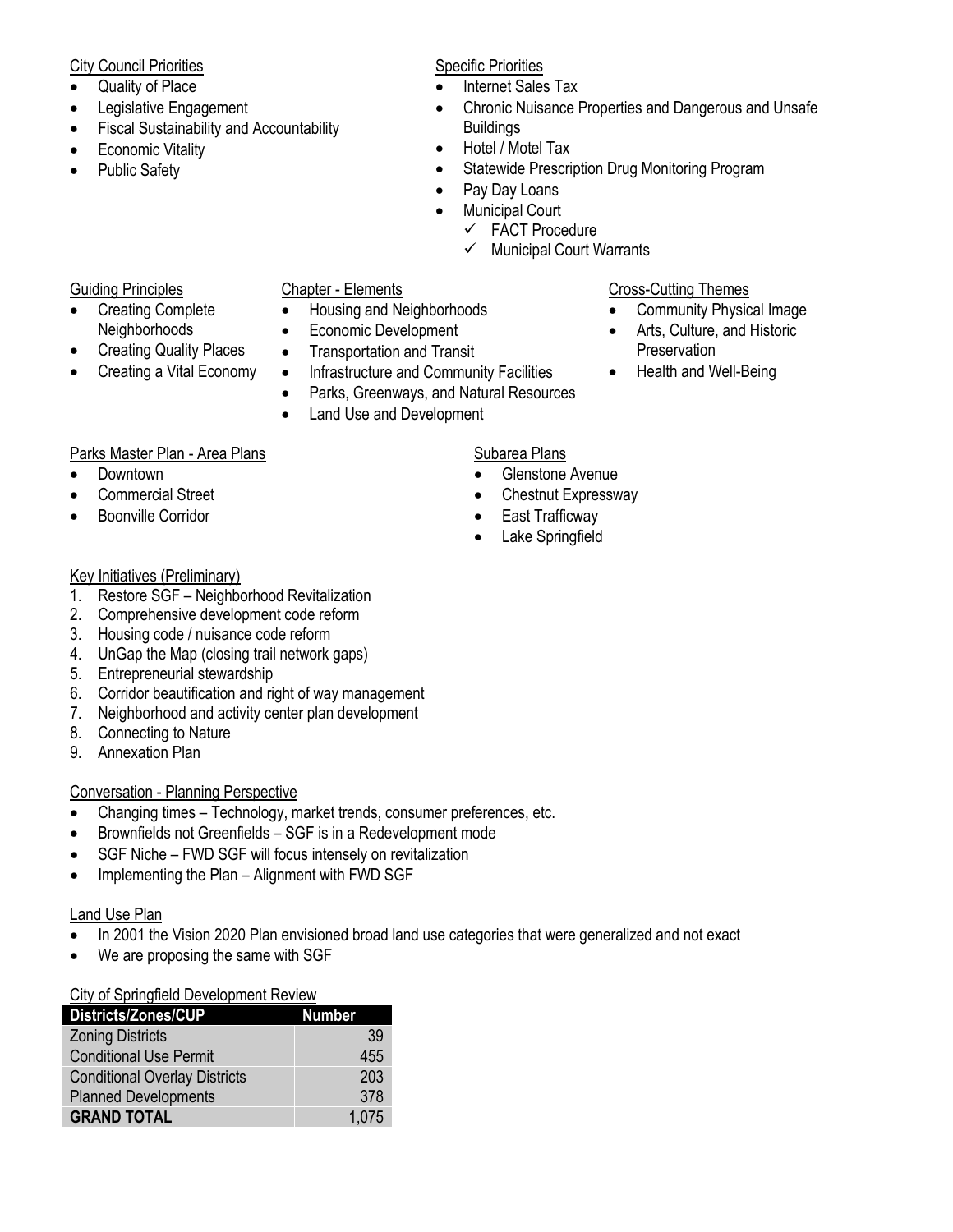City Council Priorities

- Quality of Place
- Legislative Engagement
- Fiscal Sustainability and Accountability
- Economic Vitality
- Public Safety

Specific Priorities

- Internet Sales Tax
- Chronic Nuisance Properties and Dangerous and Unsafe Buildings
- Hotel / Motel Tax
- Statewide Prescription Drug Monitoring Program
- Pay Day Loans
- Municipal Court
  - ✓ FACT Procedure
  - ✓ Municipal Court Warrants

Guiding Principles

- Creating Complete Neighborhoods
- Creating Quality Places
- Creating a Vital Economy

Chapter - Elements

- Housing and Neighborhoods
- Economic Development
- Transportation and Transit
- Infrastructure and Community Facilities
- Parks, Greenways, and Natural Resources
- Land Use and Development

Cross-Cutting Themes

- Community Physical Image
- Arts, Culture, and Historic Preservation
- Health and Well-Being

Parks Master Plan - Area Plans

- Downtown
- Commercial Street
- Boonville Corridor

Subarea Plans

- Glenstone Avenue
- Chestnut Expressway
- East Trafficway
- Lake Springfield

Key Initiatives (Preliminary)

1. Restore SGF – Neighborhood Revitalization
2. Comprehensive development code reform
3. Housing code / nuisance code reform
4. UnGap the Map (closing trail network gaps)
5. Entrepreneurial stewardship
6. Corridor beautification and right of way management
7. Neighborhood and activity center plan development
8. Connecting to Nature
9. Annexation Plan

Conversation - Planning Perspective

- Changing times – Technology, market trends, consumer preferences, etc.
- Brownfields not Greenfields – SGF is in a Redevelopment mode
- SGF Niche – FWD SGF will focus intensely on revitalization
- Implementing the Plan – Alignment with FWD SGF

Land Use Plan

- In 2001 the Vision 2020 Plan envisioned broad land use categories that were generalized and not exact
- We are proposing the same with SGF

City of Springfield Development Review

| Districts/Zones/CUP | Number |
|---|---|
| Zoning Districts | 39 |
| Conditional Use Permit | 455 |
| Conditional Overlay Districts | 203 |
| Planned Developments | 378 |
| **GRAND TOTAL** | 1,075 |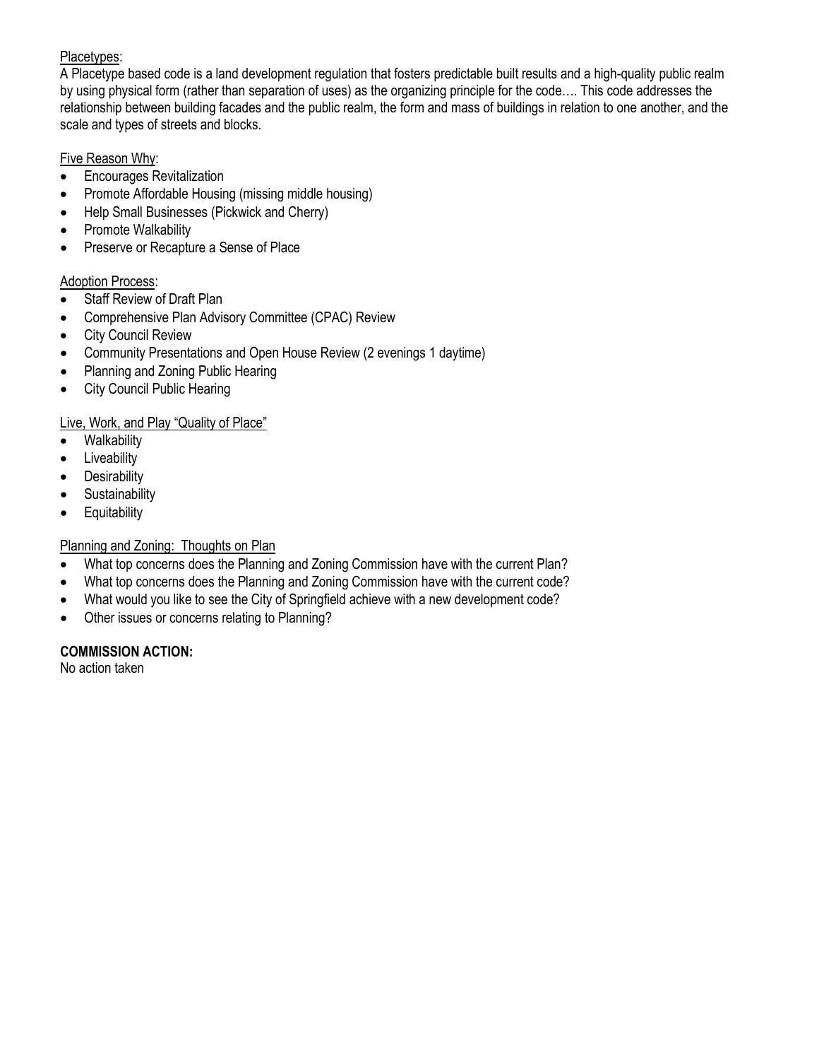Placetypes:
A Placetype based code is a land development regulation that fosters predictable built results and a high-quality public realm by using physical form (rather than separation of uses) as the organizing principle for the code…. This code addresses the relationship between building facades and the public realm, the form and mass of buildings in relation to one another, and the scale and types of streets and blocks.

Five Reason Why:

- Encourages Revitalization
- Promote Affordable Housing (missing middle housing)
- Help Small Businesses (Pickwick and Cherry)
- Promote Walkability
- Preserve or Recapture a Sense of Place

Adoption Process:

- Staff Review of Draft Plan
- Comprehensive Plan Advisory Committee (CPAC) Review
- City Council Review
- Community Presentations and Open House Review (2 evenings 1 daytime)
- Planning and Zoning Public Hearing
- City Council Public Hearing

Live, Work, and Play "Quality of Place"

- Walkability
- Liveability
- Desirability
- Sustainability
- Equitability

Planning and Zoning: Thoughts on Plan

- What top concerns does the Planning and Zoning Commission have with the current Plan?
- What top concerns does the Planning and Zoning Commission have with the current code?
- What would you like to see the City of Springfield achieve with a new development code?
- Other issues or concerns relating to Planning?

**COMMISSION ACTION:**
No action taken